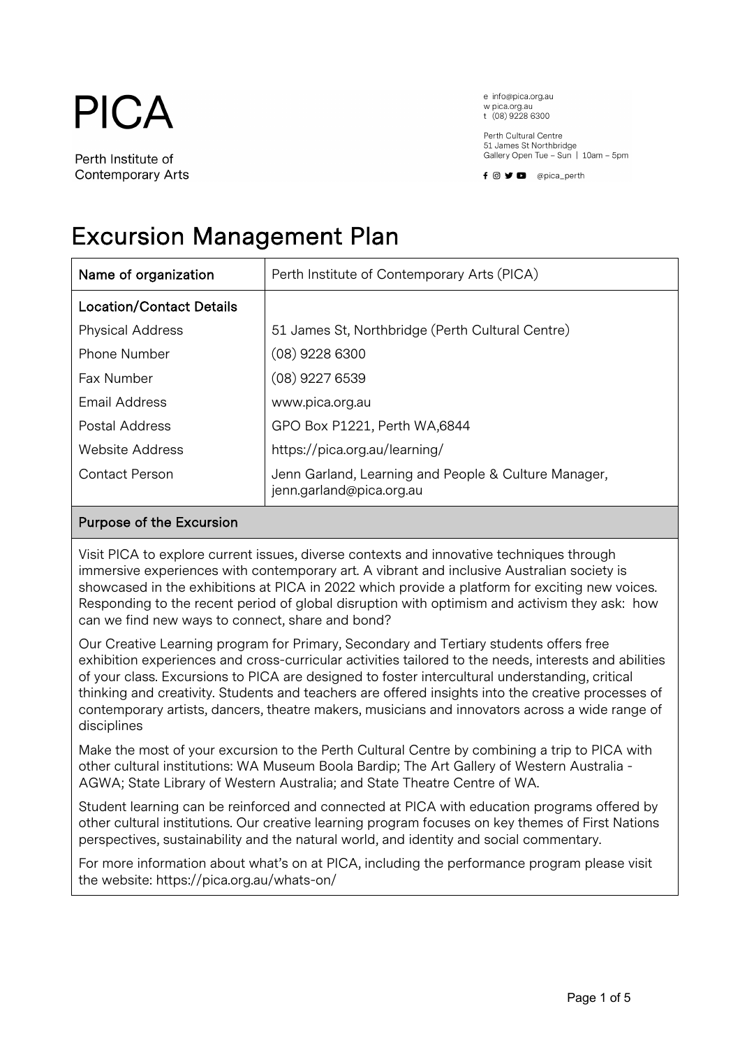# PICA

Perth Institute of Contemporary Arts

e info@pica.org.au
w pica.org.au
t (08) 9228 6300

Perth Cultural Centre
51 James St Northbridge
Gallery Open Tue – Sun | 10am – 5pm

@pica_perth

## Excursion Management Plan

| Name of organization | Perth Institute of Contemporary Arts (PICA) |
|---|---|
| **Location/Contact Details** | |
| Physical Address | 51 James St, Northbridge (Perth Cultural Centre) |
| Phone Number | (08) 9228 6300 |
| Fax Number | (08) 9227 6539 |
| Email Address | www.pica.org.au |
| Postal Address | GPO Box P1221, Perth WA,6844 |
| Website Address | https://pica.org.au/learning/ |
| Contact Person | Jenn Garland, Learning and People & Culture Manager, jenn.garland@pica.org.au |

### Purpose of the Excursion

Visit PICA to explore current issues, diverse contexts and innovative techniques through immersive experiences with contemporary art. A vibrant and inclusive Australian society is showcased in the exhibitions at PICA in 2022 which provide a platform for exciting new voices. Responding to the recent period of global disruption with optimism and activism they ask: how can we find new ways to connect, share and bond?

Our Creative Learning program for Primary, Secondary and Tertiary students offers free exhibition experiences and cross-curricular activities tailored to the needs, interests and abilities of your class. Excursions to PICA are designed to foster intercultural understanding, critical thinking and creativity. Students and teachers are offered insights into the creative processes of contemporary artists, dancers, theatre makers, musicians and innovators across a wide range of disciplines

Make the most of your excursion to the Perth Cultural Centre by combining a trip to PICA with other cultural institutions: WA Museum Boola Bardip; The Art Gallery of Western Australia - AGWA; State Library of Western Australia; and State Theatre Centre of WA.

Student learning can be reinforced and connected at PICA with education programs offered by other cultural institutions. Our creative learning program focuses on key themes of First Nations perspectives, sustainability and the natural world, and identity and social commentary.

For more information about what's on at PICA, including the performance program please visit the website: https://pica.org.au/whats-on/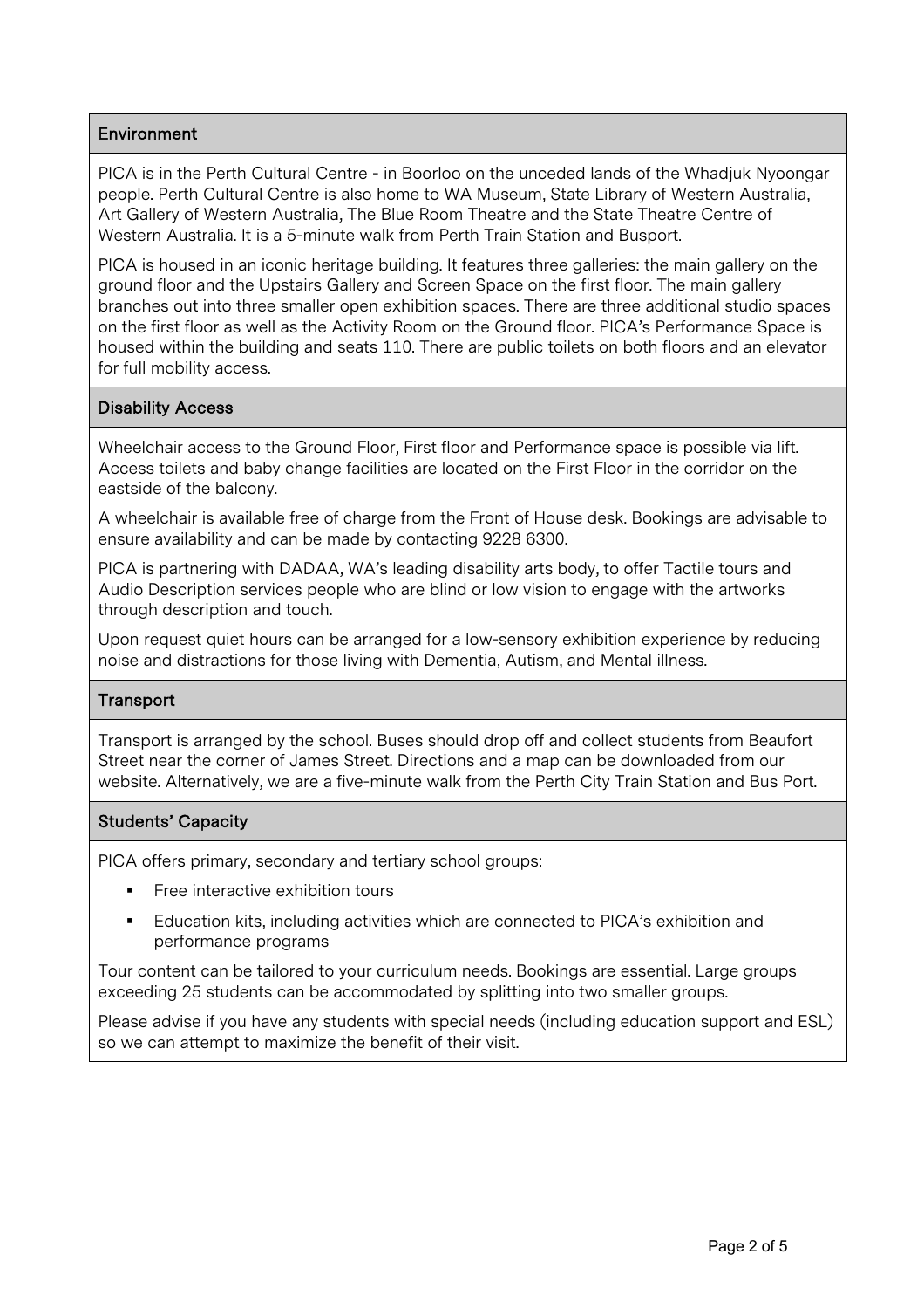## Environment

PICA is in the Perth Cultural Centre - in Boorloo on the unceded lands of the Whadjuk Nyoongar people. Perth Cultural Centre is also home to WA Museum, State Library of Western Australia, Art Gallery of Western Australia, The Blue Room Theatre and the State Theatre Centre of Western Australia. It is a 5-minute walk from Perth Train Station and Busport.

PICA is housed in an iconic heritage building. It features three galleries: the main gallery on the ground floor and the Upstairs Gallery and Screen Space on the first floor. The main gallery branches out into three smaller open exhibition spaces. There are three additional studio spaces on the first floor as well as the Activity Room on the Ground floor. PICA's Performance Space is housed within the building and seats 110. There are public toilets on both floors and an elevator for full mobility access.

## Disability Access

Wheelchair access to the Ground Floor, First floor and Performance space is possible via lift. Access toilets and baby change facilities are located on the First Floor in the corridor on the eastside of the balcony.

A wheelchair is available free of charge from the Front of House desk. Bookings are advisable to ensure availability and can be made by contacting 9228 6300.

PICA is partnering with DADAA, WA's leading disability arts body, to offer Tactile tours and Audio Description services people who are blind or low vision to engage with the artworks through description and touch.

Upon request quiet hours can be arranged for a low-sensory exhibition experience by reducing noise and distractions for those living with Dementia, Autism, and Mental illness.

## Transport

Transport is arranged by the school. Buses should drop off and collect students from Beaufort Street near the corner of James Street. Directions and a map can be downloaded from our website. Alternatively, we are a five-minute walk from the Perth City Train Station and Bus Port.

## Students' Capacity

PICA offers primary, secondary and tertiary school groups:

- Free interactive exhibition tours
- Education kits, including activities which are connected to PICA's exhibition and performance programs

Tour content can be tailored to your curriculum needs. Bookings are essential. Large groups exceeding 25 students can be accommodated by splitting into two smaller groups.

Please advise if you have any students with special needs (including education support and ESL) so we can attempt to maximize the benefit of their visit.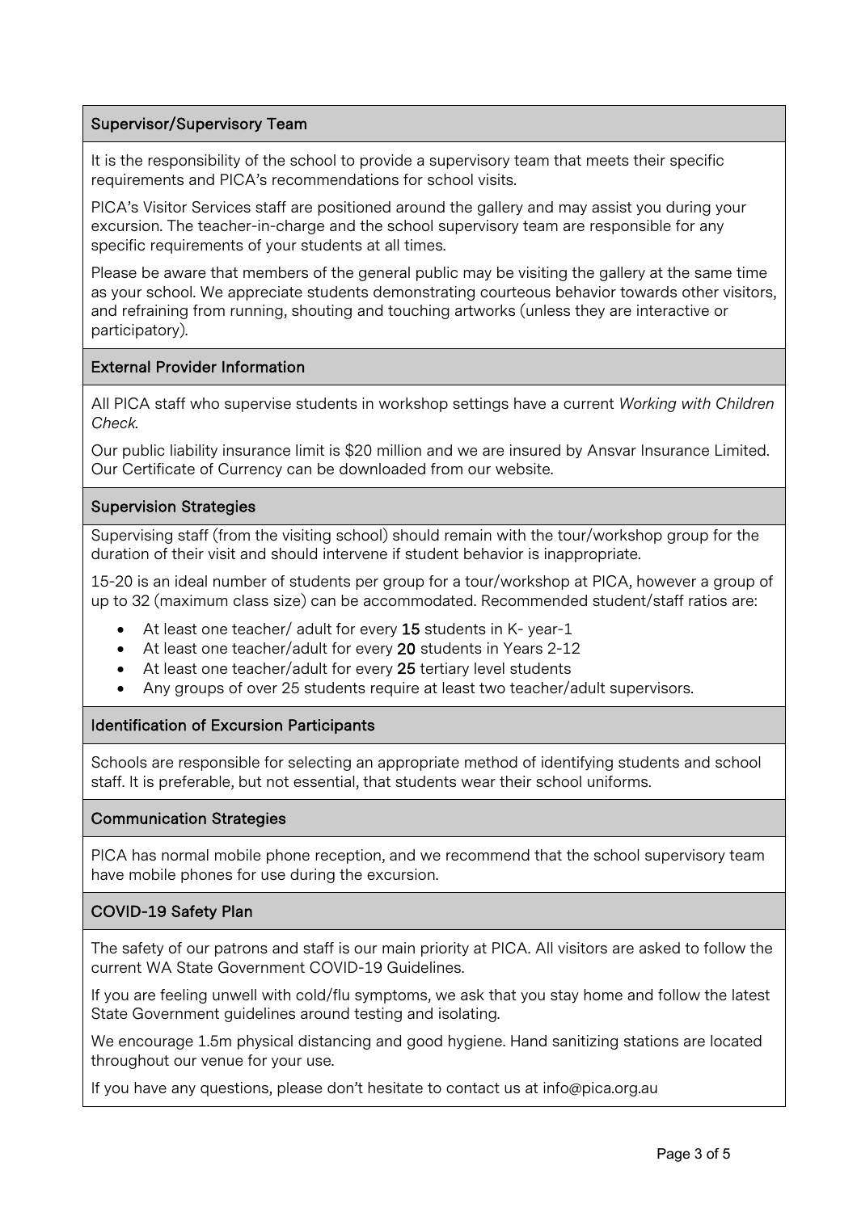## Supervisor/Supervisory Team

It is the responsibility of the school to provide a supervisory team that meets their specific requirements and PICA's recommendations for school visits.

PICA's Visitor Services staff are positioned around the gallery and may assist you during your excursion. The teacher-in-charge and the school supervisory team are responsible for any specific requirements of your students at all times.

Please be aware that members of the general public may be visiting the gallery at the same time as your school. We appreciate students demonstrating courteous behavior towards other visitors, and refraining from running, shouting and touching artworks (unless they are interactive or participatory).

## External Provider Information

All PICA staff who supervise students in workshop settings have a current *Working with Children Check.*

Our public liability insurance limit is $20 million and we are insured by Ansvar Insurance Limited. Our Certificate of Currency can be downloaded from our website.

## Supervision Strategies

Supervising staff (from the visiting school) should remain with the tour/workshop group for the duration of their visit and should intervene if student behavior is inappropriate.

15-20 is an ideal number of students per group for a tour/workshop at PICA, however a group of up to 32 (maximum class size) can be accommodated. Recommended student/staff ratios are:

- At least one teacher/ adult for every **15** students in K- year-1
- At least one teacher/adult for every **20** students in Years 2-12
- At least one teacher/adult for every **25** tertiary level students
- Any groups of over 25 students require at least two teacher/adult supervisors.

## Identification of Excursion Participants

Schools are responsible for selecting an appropriate method of identifying students and school staff. It is preferable, but not essential, that students wear their school uniforms.

## Communication Strategies

PICA has normal mobile phone reception, and we recommend that the school supervisory team have mobile phones for use during the excursion.

## COVID-19 Safety Plan

The safety of our patrons and staff is our main priority at PICA. All visitors are asked to follow the current WA State Government COVID-19 Guidelines.

If you are feeling unwell with cold/flu symptoms, we ask that you stay home and follow the latest State Government guidelines around testing and isolating.

We encourage 1.5m physical distancing and good hygiene. Hand sanitizing stations are located throughout our venue for your use.

If you have any questions, please don't hesitate to contact us at info@pica.org.au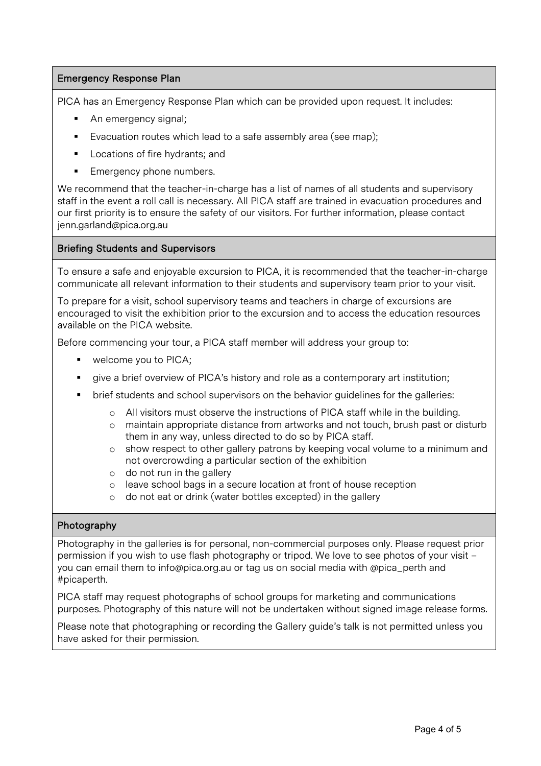## Emergency Response Plan

PICA has an Emergency Response Plan which can be provided upon request. It includes:

- An emergency signal;
- Evacuation routes which lead to a safe assembly area (see map);
- Locations of fire hydrants; and
- Emergency phone numbers.

We recommend that the teacher-in-charge has a list of names of all students and supervisory staff in the event a roll call is necessary. All PICA staff are trained in evacuation procedures and our first priority is to ensure the safety of our visitors. For further information, please contact jenn.garland@pica.org.au

## Briefing Students and Supervisors

To ensure a safe and enjoyable excursion to PICA, it is recommended that the teacher-in-charge communicate all relevant information to their students and supervisory team prior to your visit.

To prepare for a visit, school supervisory teams and teachers in charge of excursions are encouraged to visit the exhibition prior to the excursion and to access the education resources available on the PICA website.

Before commencing your tour, a PICA staff member will address your group to:

- welcome you to PICA;
- give a brief overview of PICA's history and role as a contemporary art institution;
- brief students and school supervisors on the behavior guidelines for the galleries:
    - All visitors must observe the instructions of PICA staff while in the building.
    - maintain appropriate distance from artworks and not touch, brush past or disturb them in any way, unless directed to do so by PICA staff.
    - show respect to other gallery patrons by keeping vocal volume to a minimum and not overcrowding a particular section of the exhibition
    - do not run in the gallery
    - leave school bags in a secure location at front of house reception
    - do not eat or drink (water bottles excepted) in the gallery

## Photography

Photography in the galleries is for personal, non-commercial purposes only. Please request prior permission if you wish to use flash photography or tripod. We love to see photos of your visit – you can email them to info@pica.org.au or tag us on social media with @pica_perth and #picaperth.

PICA staff may request photographs of school groups for marketing and communications purposes. Photography of this nature will not be undertaken without signed image release forms.

Please note that photographing or recording the Gallery guide's talk is not permitted unless you have asked for their permission.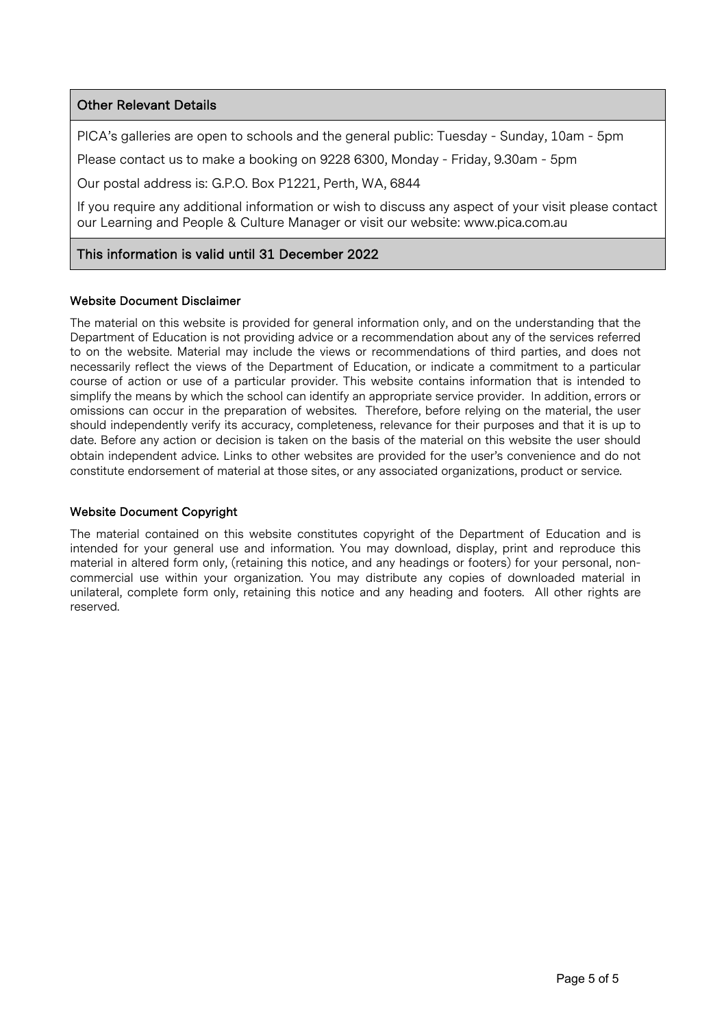## Other Relevant Details

PICA's galleries are open to schools and the general public: Tuesday - Sunday, 10am - 5pm

Please contact us to make a booking on 9228 6300, Monday - Friday, 9.30am - 5pm

Our postal address is: G.P.O. Box P1221, Perth, WA, 6844

If you require any additional information or wish to discuss any aspect of your visit please contact our Learning and People & Culture Manager or visit our website: www.pica.com.au

## This information is valid until 31 December 2022

### Website Document Disclaimer

The material on this website is provided for general information only, and on the understanding that the Department of Education is not providing advice or a recommendation about any of the services referred to on the website. Material may include the views or recommendations of third parties, and does not necessarily reflect the views of the Department of Education, or indicate a commitment to a particular course of action or use of a particular provider. This website contains information that is intended to simplify the means by which the school can identify an appropriate service provider. In addition, errors or omissions can occur in the preparation of websites. Therefore, before relying on the material, the user should independently verify its accuracy, completeness, relevance for their purposes and that it is up to date. Before any action or decision is taken on the basis of the material on this website the user should obtain independent advice. Links to other websites are provided for the user's convenience and do not constitute endorsement of material at those sites, or any associated organizations, product or service.

### Website Document Copyright

The material contained on this website constitutes copyright of the Department of Education and is intended for your general use and information. You may download, display, print and reproduce this material in altered form only, (retaining this notice, and any headings or footers) for your personal, non-commercial use within your organization. You may distribute any copies of downloaded material in unilateral, complete form only, retaining this notice and any heading and footers. All other rights are reserved.